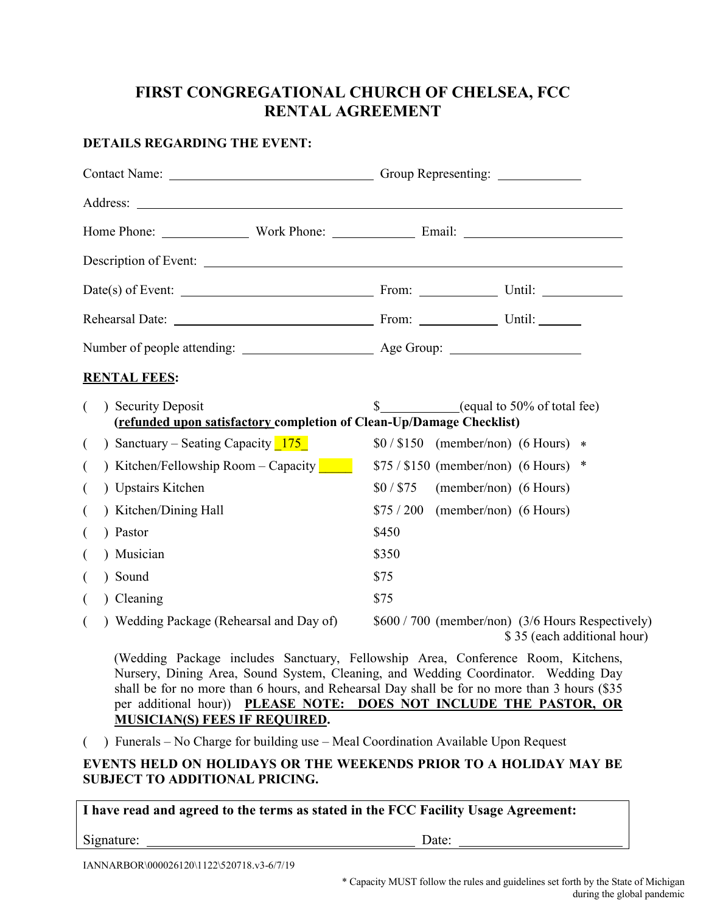# FIRST CONGREGATIONAL CHURCH OF CHELSEA, FCC
# RENTAL AGREEMENT

**DETAILS REGARDING THE EVENT:**

Contact Name: ______________________________ Group Representing: ____________

Address: ______________________________________________________________

Home Phone: ____________ Work Phone: ____________ Email: ______________________

Description of Event: ______________________________________________________

Date(s) of Event: ______________________________ From: ___________ Until: ___________

Rehearsal Date: ______________________________ From: ___________ Until: ______

Number of people attending: ___________________ Age Group: ___________________

**RENTAL FEES:**

( ) Security Deposit $___________(equal to 50% of total fee)
**(refunded upon satisfactory completion of Clean-Up/Damage Checklist)**

| | |
|---|---|
| ( ) Sanctuary – Seating Capacity _175_ | $0 / $150 (member/non) (6 Hours) * |
| ( ) Kitchen/Fellowship Room – Capacity _____ | $75 / $150 (member/non) (6 Hours) * |
| ( ) Upstairs Kitchen | $0 / $75 (member/non) (6 Hours) |
| ( ) Kitchen/Dining Hall | $75 / 200 (member/non) (6 Hours) |
| ( ) Pastor | $450 |
| ( ) Musician | $350 |
| ( ) Sound | $75 |
| ( ) Cleaning | $75 |
| ( ) Wedding Package (Rehearsal and Day of) | $600 / 700 (member/non) (3/6 Hours Respectively) $ 35 (each additional hour) |

(Wedding Package includes Sanctuary, Fellowship Area, Conference Room, Kitchens, Nursery, Dining Area, Sound System, Cleaning, and Wedding Coordinator. Wedding Day shall be for no more than 6 hours, and Rehearsal Day shall be for no more than 3 hours ($35 per additional hour)) **PLEASE NOTE: DOES NOT INCLUDE THE PASTOR, OR MUSICIAN(S) FEES IF REQUIRED.**

( ) Funerals – No Charge for building use – Meal Coordination Available Upon Request

**EVENTS HELD ON HOLIDAYS OR THE WEEKENDS PRIOR TO A HOLIDAY MAY BE SUBJECT TO ADDITIONAL PRICING.**

**I have read and agreed to the terms as stated in the FCC Facility Usage Agreement:**

Signature: ______________________________________ Date: ______________________

IANNARBOR\000026120\1122\520718.v3-6/7/19

* Capacity MUST follow the rules and guidelines set forth by the State of Michigan during the global pandemic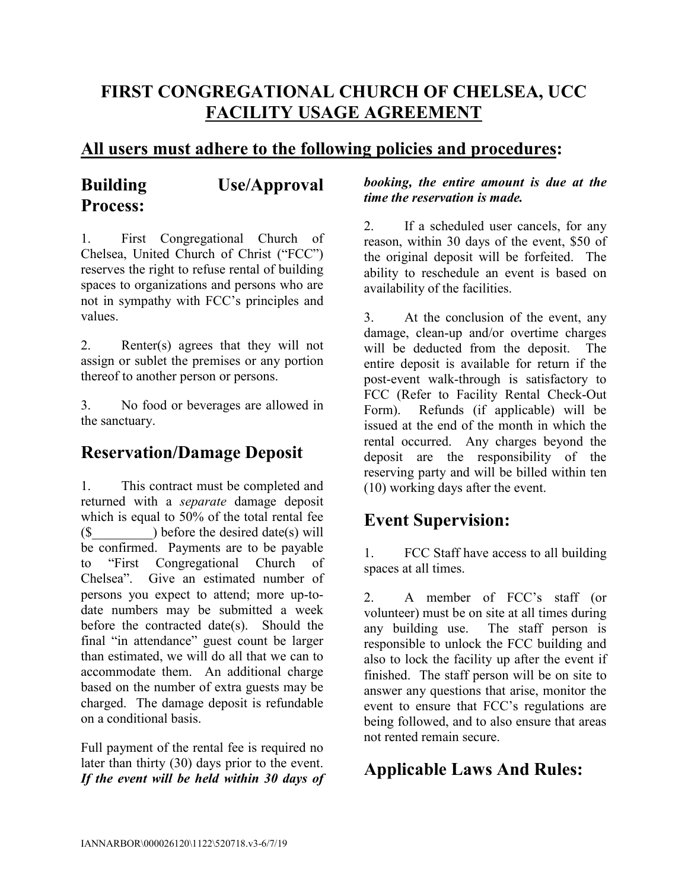# FIRST CONGREGATIONAL CHURCH OF CHELSEA, UCC
## FACILITY USAGE AGREEMENT

## All users must adhere to the following policies and procedures:

## Building Use/Approval Process:

1. First Congregational Church of Chelsea, United Church of Christ ("FCC") reserves the right to refuse rental of building spaces to organizations and persons who are not in sympathy with FCC's principles and values.

2. Renter(s) agrees that they will not assign or sublet the premises or any portion thereof to another person or persons.

3. No food or beverages are allowed in the sanctuary.

## Reservation/Damage Deposit

1. This contract must be completed and returned with a *separate* damage deposit which is equal to 50% of the total rental fee ($_________) before the desired date(s) will be confirmed. Payments are to be payable to "First Congregational Church of Chelsea". Give an estimated number of persons you expect to attend; more up-to-date numbers may be submitted a week before the contracted date(s). Should the final "in attendance" guest count be larger than estimated, we will do all that we can to accommodate them. An additional charge based on the number of extra guests may be charged. The damage deposit is refundable on a conditional basis.

Full payment of the rental fee is required no later than thirty (30) days prior to the event. ***If the event will be held within 30 days of booking, the entire amount is due at the time the reservation is made.***

2. If a scheduled user cancels, for any reason, within 30 days of the event, $50 of the original deposit will be forfeited. The ability to reschedule an event is based on availability of the facilities.

3. At the conclusion of the event, any damage, clean-up and/or overtime charges will be deducted from the deposit. The entire deposit is available for return if the post-event walk-through is satisfactory to FCC (Refer to Facility Rental Check-Out Form). Refunds (if applicable) will be issued at the end of the month in which the rental occurred. Any charges beyond the deposit are the responsibility of the reserving party and will be billed within ten (10) working days after the event.

## Event Supervision:

1. FCC Staff have access to all building spaces at all times.

2. A member of FCC's staff (or volunteer) must be on site at all times during any building use. The staff person is responsible to unlock the FCC building and also to lock the facility up after the event if finished. The staff person will be on site to answer any questions that arise, monitor the event to ensure that FCC's regulations are being followed, and to also ensure that areas not rented remain secure.

## Applicable Laws And Rules: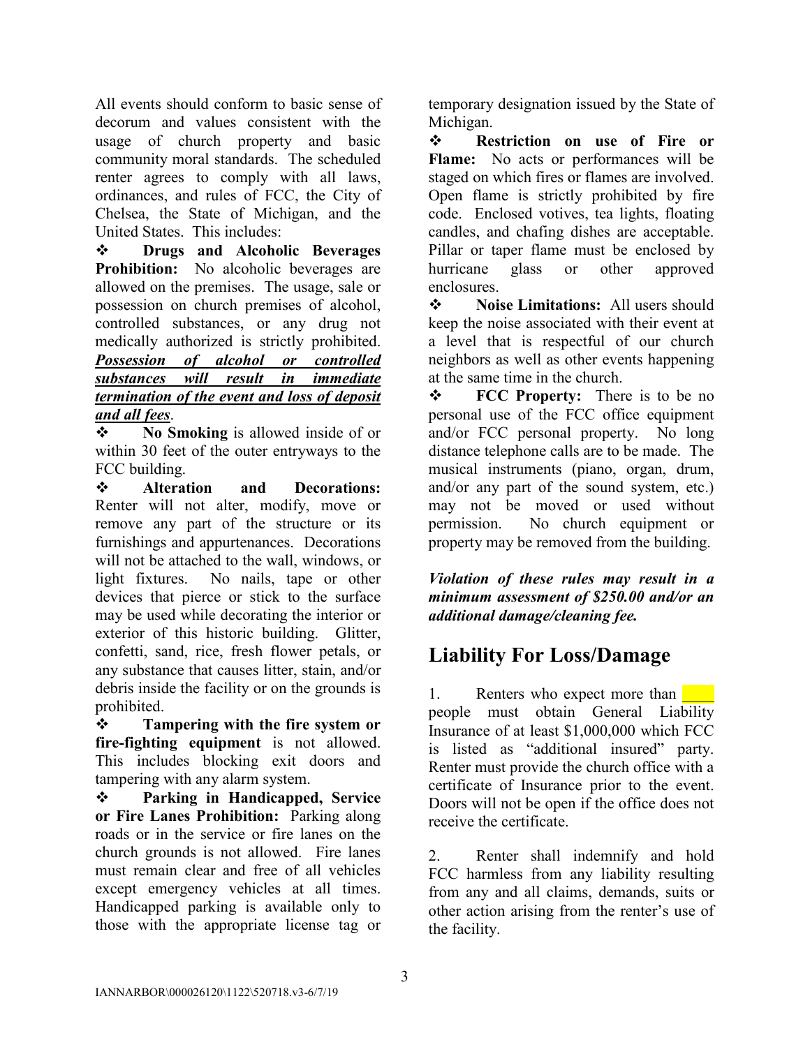All events should conform to basic sense of decorum and values consistent with the usage of church property and basic community moral standards. The scheduled renter agrees to comply with all laws, ordinances, and rules of FCC, the City of Chelsea, the State of Michigan, and the United States. This includes:

- **Drugs and Alcoholic Beverages Prohibition:** No alcoholic beverages are allowed on the premises. The usage, sale or possession on church premises of alcohol, controlled substances, or any drug not medically authorized is strictly prohibited. ***<u>Possession of alcohol or controlled substances will result in immediate termination of the event and loss of deposit and all fees</u>***.
- **No Smoking** is allowed inside of or within 30 feet of the outer entryways to the FCC building.
- **Alteration and Decorations:** Renter will not alter, modify, move or remove any part of the structure or its furnishings and appurtenances. Decorations will not be attached to the wall, windows, or light fixtures. No nails, tape or other devices that pierce or stick to the surface may be used while decorating the interior or exterior of this historic building. Glitter, confetti, sand, rice, fresh flower petals, or any substance that causes litter, stain, and/or debris inside the facility or on the grounds is prohibited.
- **Tampering with the fire system or fire-fighting equipment** is not allowed. This includes blocking exit doors and tampering with any alarm system.
- **Parking in Handicapped, Service or Fire Lanes Prohibition:** Parking along roads or in the service or fire lanes on the church grounds is not allowed. Fire lanes must remain clear and free of all vehicles except emergency vehicles at all times. Handicapped parking is available only to those with the appropriate license tag or temporary designation issued by the State of Michigan.
- **Restriction on use of Fire or Flame:** No acts or performances will be staged on which fires or flames are involved. Open flame is strictly prohibited by fire code. Enclosed votives, tea lights, floating candles, and chafing dishes are acceptable. Pillar or taper flame must be enclosed by hurricane glass or other approved enclosures.
- **Noise Limitations:** All users should keep the noise associated with their event at a level that is respectful of our church neighbors as well as other events happening at the same time in the church.
- **FCC Property:** There is to be no personal use of the FCC office equipment and/or FCC personal property. No long distance telephone calls are to be made. The musical instruments (piano, organ, drum, and/or any part of the sound system, etc.) may not be moved or used without permission. No church equipment or property may be removed from the building.

***Violation of these rules may result in a minimum assessment of $250.00 and/or an additional damage/cleaning fee.***

## Liability For Loss/Damage

1. Renters who expect more than ____ people must obtain General Liability Insurance of at least $1,000,000 which FCC is listed as "additional insured" party. Renter must provide the church office with a certificate of Insurance prior to the event. Doors will not be open if the office does not receive the certificate.

2. Renter shall indemnify and hold FCC harmless from any liability resulting from any and all claims, demands, suits or other action arising from the renter's use of the facility.

IANNARBOR\000026120\1122\520718.v3-6/7/19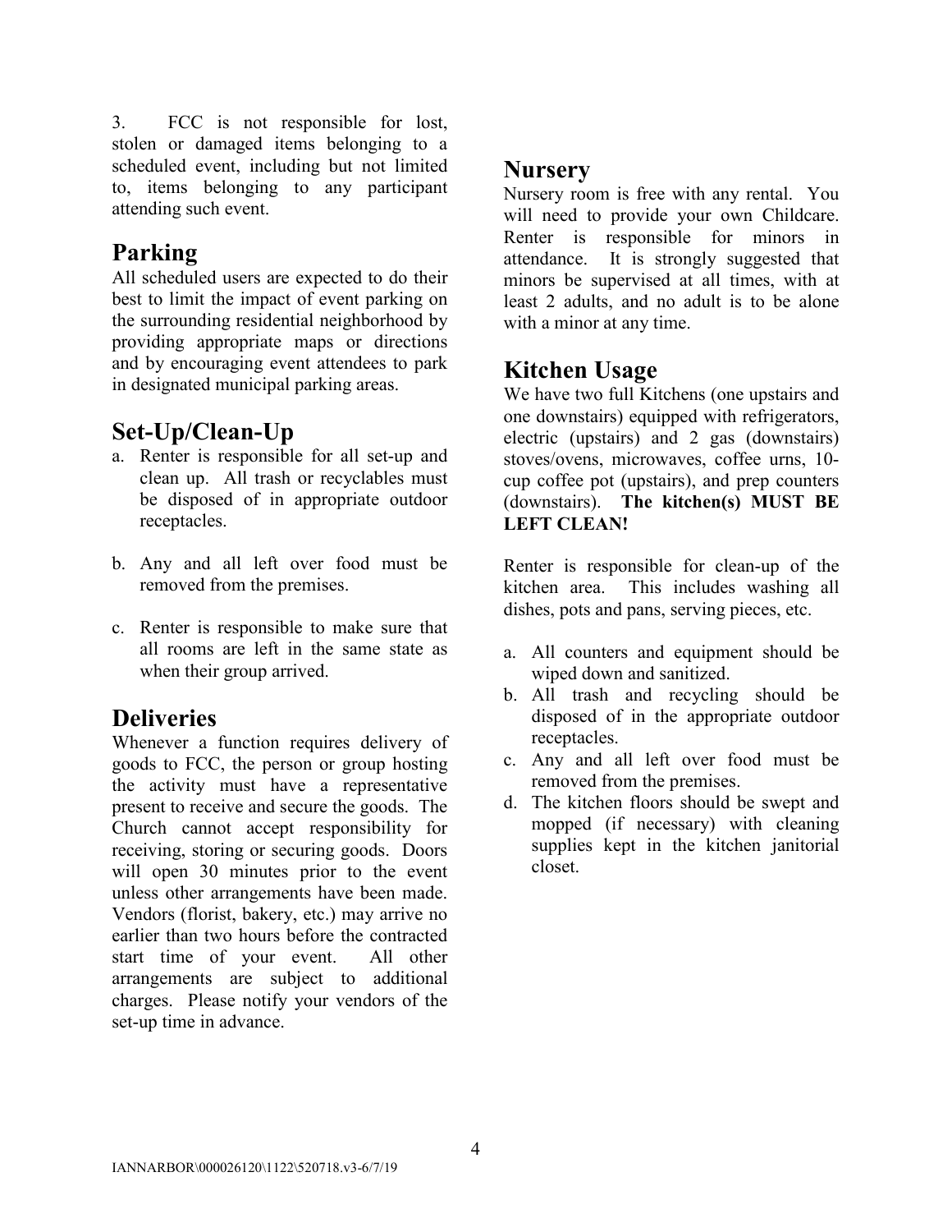3. FCC is not responsible for lost, stolen or damaged items belonging to a scheduled event, including but not limited to, items belonging to any participant attending such event.

## Parking

All scheduled users are expected to do their best to limit the impact of event parking on the surrounding residential neighborhood by providing appropriate maps or directions and by encouraging event attendees to park in designated municipal parking areas.

## Set-Up/Clean-Up

a. Renter is responsible for all set-up and clean up. All trash or recyclables must be disposed of in appropriate outdoor receptacles.

b. Any and all left over food must be removed from the premises.

c. Renter is responsible to make sure that all rooms are left in the same state as when their group arrived.

## Deliveries

Whenever a function requires delivery of goods to FCC, the person or group hosting the activity must have a representative present to receive and secure the goods. The Church cannot accept responsibility for receiving, storing or securing goods. Doors will open 30 minutes prior to the event unless other arrangements have been made. Vendors (florist, bakery, etc.) may arrive no earlier than two hours before the contracted start time of your event. All other arrangements are subject to additional charges. Please notify your vendors of the set-up time in advance.

## Nursery

Nursery room is free with any rental. You will need to provide your own Childcare. Renter is responsible for minors in attendance. It is strongly suggested that minors be supervised at all times, with at least 2 adults, and no adult is to be alone with a minor at any time.

## Kitchen Usage

We have two full Kitchens (one upstairs and one downstairs) equipped with refrigerators, electric (upstairs) and 2 gas (downstairs) stoves/ovens, microwaves, coffee urns, 10-cup coffee pot (upstairs), and prep counters (downstairs). **The kitchen(s) MUST BE LEFT CLEAN!**

Renter is responsible for clean-up of the kitchen area. This includes washing all dishes, pots and pans, serving pieces, etc.

a. All counters and equipment should be wiped down and sanitized.
b. All trash and recycling should be disposed of in the appropriate outdoor receptacles.
c. Any and all left over food must be removed from the premises.
d. The kitchen floors should be swept and mopped (if necessary) with cleaning supplies kept in the kitchen janitorial closet.

IANNARBOR\000026120\1122\520718.v3-6/7/19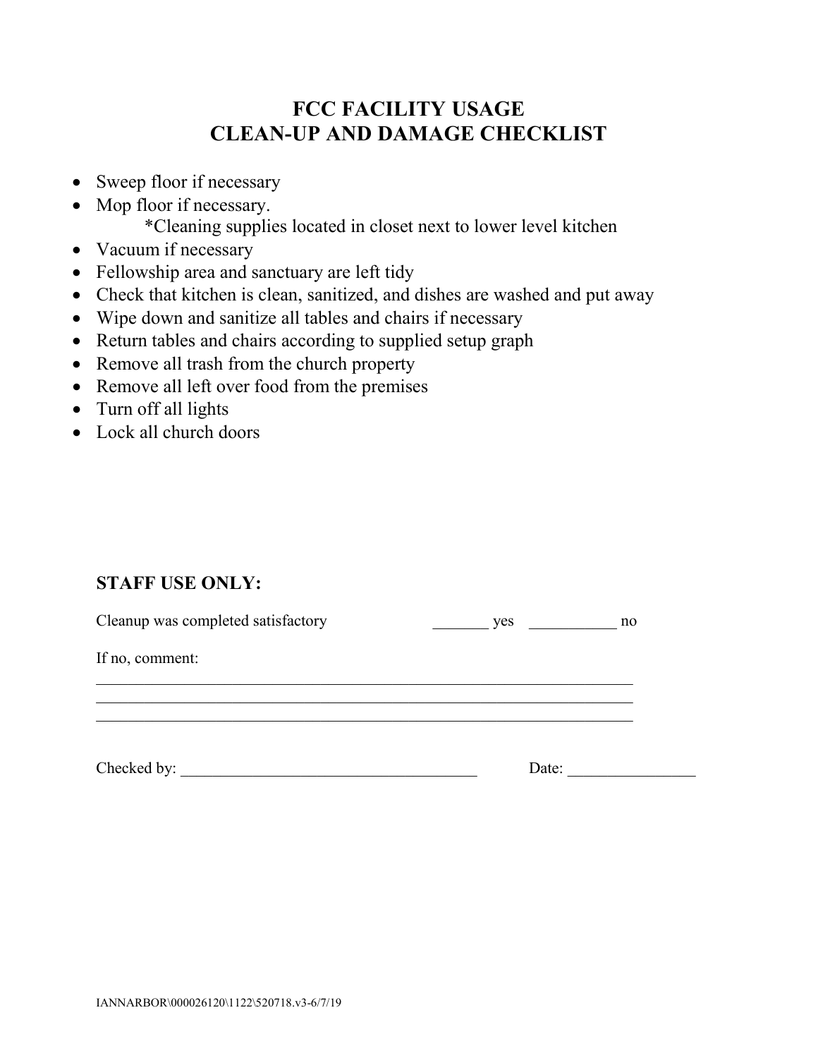# FCC FACILITY USAGE
# CLEAN-UP AND DAMAGE CHECKLIST

- Sweep floor if necessary
- Mop floor if necessary.
  *Cleaning supplies located in closet next to lower level kitchen
- Vacuum if necessary
- Fellowship area and sanctuary are left tidy
- Check that kitchen is clean, sanitized, and dishes are washed and put away
- Wipe down and sanitize all tables and chairs if necessary
- Return tables and chairs according to supplied setup graph
- Remove all trash from the church property
- Remove all left over food from the premises
- Turn off all lights
- Lock all church doors

## STAFF USE ONLY:

Cleanup was completed satisfactory _______ yes ___________ no

If no, comment:

____________________________________________________________________

____________________________________________________________________

____________________________________________________________________

Checked by: _____________________________________ Date: ________________

IANNARBOR\000026120\1122\520718.v3-6/7/19